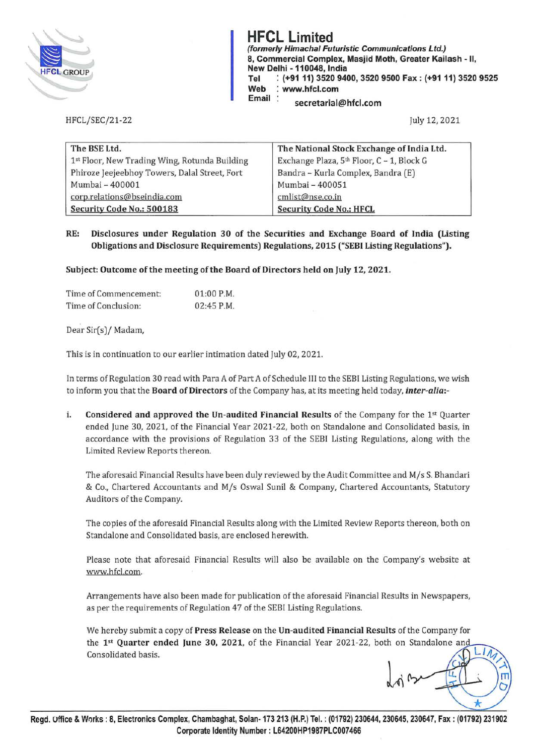# HFCL Limited

*(formerly Himachal Futuristic Communications Ltd.)*
**8, Commercial Complex, Masjid Moth, Greater Kailash - II, New Delhi - 110048, India**
**Tel : (+91 11) 3520 9400, 3520 9500 Fax : (+91 11) 3520 9525**
**Web : www.hfcl.com**
**Email : secretarial@hfcl.com**

HFCL/SEC/21-22

July 12, 2021

| The BSE Ltd. | The National Stock Exchange of India Ltd. |
|---|---|
| 1st Floor, New Trading Wing, Rotunda Building | Exchange Plaza, 5th Floor, C – 1, Block G |
| Phiroze Jeejeebhoy Towers, Dalal Street, Fort | Bandra – Kurla Complex, Bandra (E) |
| Mumbai – 400001 | Mumbai – 400051 |
| corp.relations@bseindia.com | cmlist@nse.co.in |
| **Security Code No.: 500183** | **Security Code No.: HFCL** |

**RE: Disclosures under Regulation 30 of the Securities and Exchange Board of India (Listing Obligations and Disclosure Requirements) Regulations, 2015 ("SEBI Listing Regulations").**

**Subject: Outcome of the meeting of the Board of Directors held on July 12, 2021.**

Time of Commencement: 01:00 P.M.
Time of Conclusion: 02:45 P.M.

Dear Sir(s)/ Madam,

This is in continuation to our earlier intimation dated July 02, 2021.

In terms of Regulation 30 read with Para A of Part A of Schedule III to the SEBI Listing Regulations, we wish to inform you that the **Board of Directors** of the Company has, at its meeting held today, ***inter-alia***:-

i. **Considered and approved the Un-audited Financial Results** of the Company for the 1st Quarter ended June 30, 2021, of the Financial Year 2021-22, both on Standalone and Consolidated basis, in accordance with the provisions of Regulation 33 of the SEBI Listing Regulations, along with the Limited Review Reports thereon.

The aforesaid Financial Results have been duly reviewed by the Audit Committee and M/s S. Bhandari & Co., Chartered Accountants and M/s Oswal Sunil & Company, Chartered Accountants, Statutory Auditors of the Company.

The copies of the aforesaid Financial Results along with the Limited Review Reports thereon, both on Standalone and Consolidated basis, are enclosed herewith.

Please note that aforesaid Financial Results will also be available on the Company's website at www.hfcl.com.

Arrangements have also been made for publication of the aforesaid Financial Results in Newspapers, as per the requirements of Regulation 47 of the SEBI Listing Regulations.

We hereby submit a copy of **Press Release** on the **Un-audited Financial Results** of the Company for the **1st Quarter ended June 30, 2021**, of the Financial Year 2021-22, both on Standalone and Consolidated basis.

**Regd. Office & Works : 8, Electronics Complex, Chambaghat, Solan- 173 213 (H.P.) Tel. : (01792) 230644, 230645, 230647, Fax : (01792) 231902**
**Corporate Identity Number : L64200HP1987PLC007466**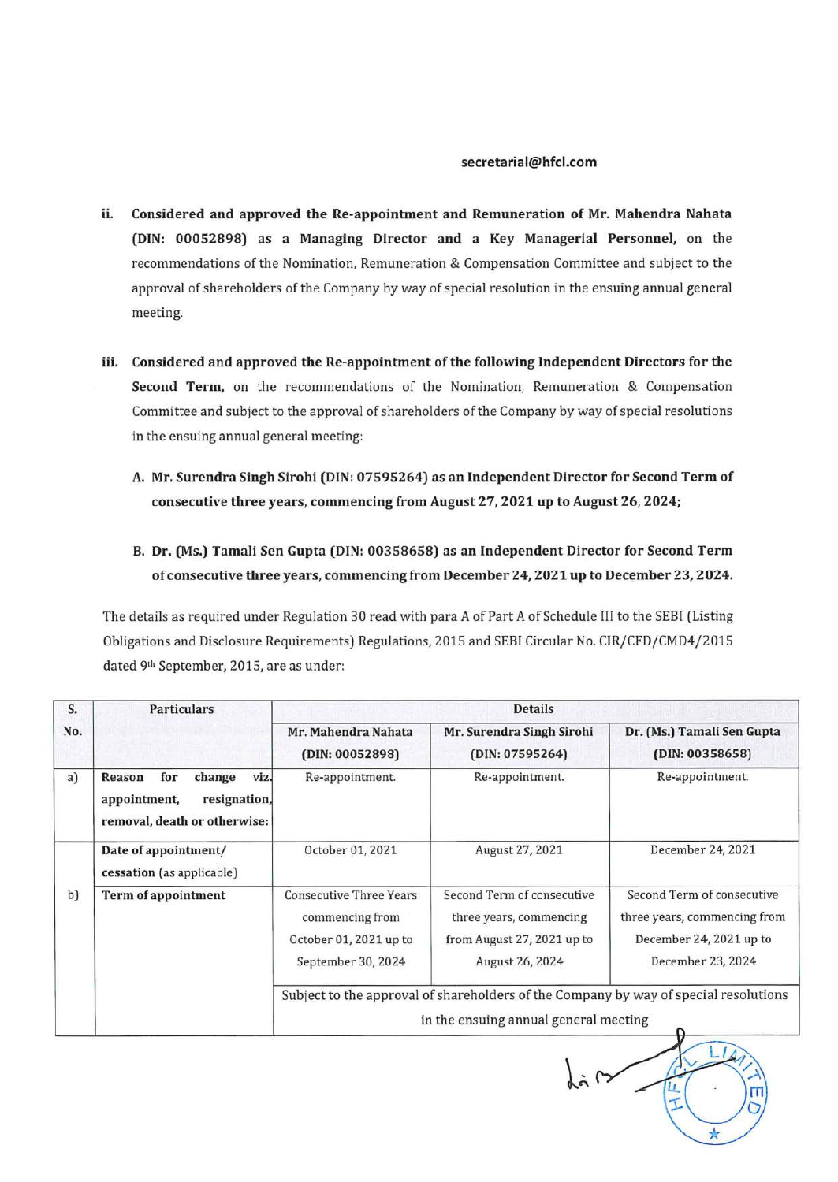secretarial@hfcl.com

ii. **Considered and approved the Re-appointment and Remuneration of Mr. Mahendra Nahata (DIN: 00052898) as a Managing Director and a Key Managerial Personnel,** on the recommendations of the Nomination, Remuneration & Compensation Committee and subject to the approval of shareholders of the Company by way of special resolution in the ensuing annual general meeting.

iii. **Considered and approved the Re-appointment of the following Independent Directors for the Second Term,** on the recommendations of the Nomination, Remuneration & Compensation Committee and subject to the approval of shareholders of the Company by way of special resolutions in the ensuing annual general meeting:

A. **Mr. Surendra Singh Sirohi (DIN: 07595264) as an Independent Director for Second Term of consecutive three years, commencing from August 27, 2021 up to August 26, 2024;**

B. **Dr. (Ms.) Tamali Sen Gupta (DIN: 00358658) as an Independent Director for Second Term of consecutive three years, commencing from December 24, 2021 up to December 23, 2024.**

The details as required under Regulation 30 read with para A of Part A of Schedule III to the SEBI (Listing Obligations and Disclosure Requirements) Regulations, 2015 and SEBI Circular No. CIR/CFD/CMD4/2015 dated 9th September, 2015, are as under:

| S. No. | Particulars | Details | | |
|---|---|---|---|---|
| | | Mr. Mahendra Nahata (DIN: 00052898) | Mr. Surendra Singh Sirohi (DIN: 07595264) | Dr. (Ms.) Tamali Sen Gupta (DIN: 00358658) |
| a) | **Reason for change viz. appointment, resignation, removal, death or otherwise:** | Re-appointment. | Re-appointment. | Re-appointment. |
| | **Date of appointment/ cessation** (as applicable) | October 01, 2021 | August 27, 2021 | December 24, 2021 |
| b) | **Term of appointment** | Consecutive Three Years commencing from October 01, 2021 up to September 30, 2024 | Second Term of consecutive three years, commencing from August 27, 2021 up to August 26, 2024 | Second Term of consecutive three years, commencing from December 24, 2021 up to December 23, 2024 |
| | | Subject to the approval of shareholders of the Company by way of special resolutions in the ensuing annual general meeting | | |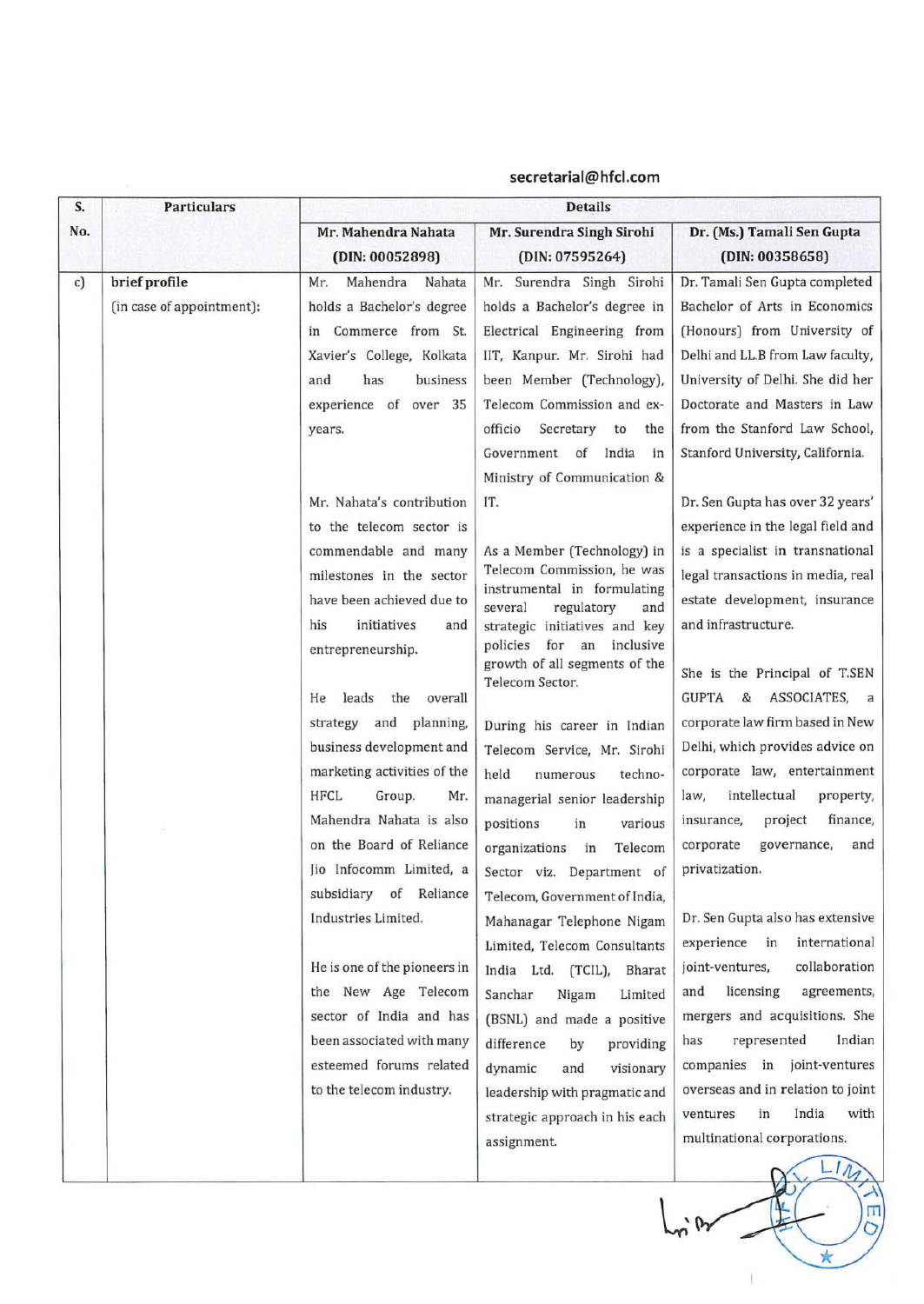secretarial@hfcl.com

| S. No. | Particulars | Details | | |
|---|---|---|---|---|
| | | **Mr. Mahendra Nahata (DIN: 00052898)** | **Mr. Surendra Singh Sirohi (DIN: 07595264)** | **Dr. (Ms.) Tamali Sen Gupta (DIN: 00358658)** |
| c) | brief profile (in case of appointment): | Mr. Mahendra Nahata holds a Bachelor's degree in Commerce from St. Xavier's College, Kolkata and has business experience of over 35 years.<br><br>Mr. Nahata's contribution to the telecom sector is commendable and many milestones in the sector have been achieved due to his initiatives and entrepreneurship.<br><br>He leads the overall strategy and planning, business development and marketing activities of the HFCL Group. Mr. Mahendra Nahata is also on the Board of Reliance Jio Infocomm Limited, a subsidiary of Reliance Industries Limited.<br><br>He is one of the pioneers in the New Age Telecom sector of India and has been associated with many esteemed forums related to the telecom industry. | Mr. Surendra Singh Sirohi holds a Bachelor's degree in Electrical Engineering from IIT, Kanpur. Mr. Sirohi had been Member (Technology), Telecom Commission and ex-officio Secretary to the Government of India in Ministry of Communication & IT.<br><br>As a Member (Technology) in Telecom Commission, he was instrumental in formulating several regulatory and strategic initiatives and key policies for an inclusive growth of all segments of the Telecom Sector.<br><br>During his career in Indian Telecom Service, Mr. Sirohi held numerous techno-managerial senior leadership positions in various organizations in Telecom Sector viz. Department of Telecom, Government of India, Mahanagar Telephone Nigam Limited, Telecom Consultants India Ltd. (TCIL), Bharat Sanchar Nigam Limited (BSNL) and made a positive difference by providing dynamic and visionary leadership with pragmatic and strategic approach in his each assignment. | Dr. Tamali Sen Gupta completed Bachelor of Arts in Economics (Honours) from University of Delhi and LL.B from Law faculty, University of Delhi. She did her Doctorate and Masters in Law from the Stanford Law School, Stanford University, California.<br><br>Dr. Sen Gupta has over 32 years' experience in the legal field and is a specialist in transnational legal transactions in media, real estate development, insurance and infrastructure.<br><br>She is the Principal of T.SEN GUPTA & ASSOCIATES, a corporate law firm based in New Delhi, which provides advice on corporate law, entertainment law, intellectual property, insurance, project finance, corporate governance, and privatization.<br><br>Dr. Sen Gupta also has extensive experience in international joint-ventures, collaboration and licensing agreements, mergers and acquisitions. She has represented Indian companies in joint-ventures overseas and in relation to joint ventures in India with multinational corporations. |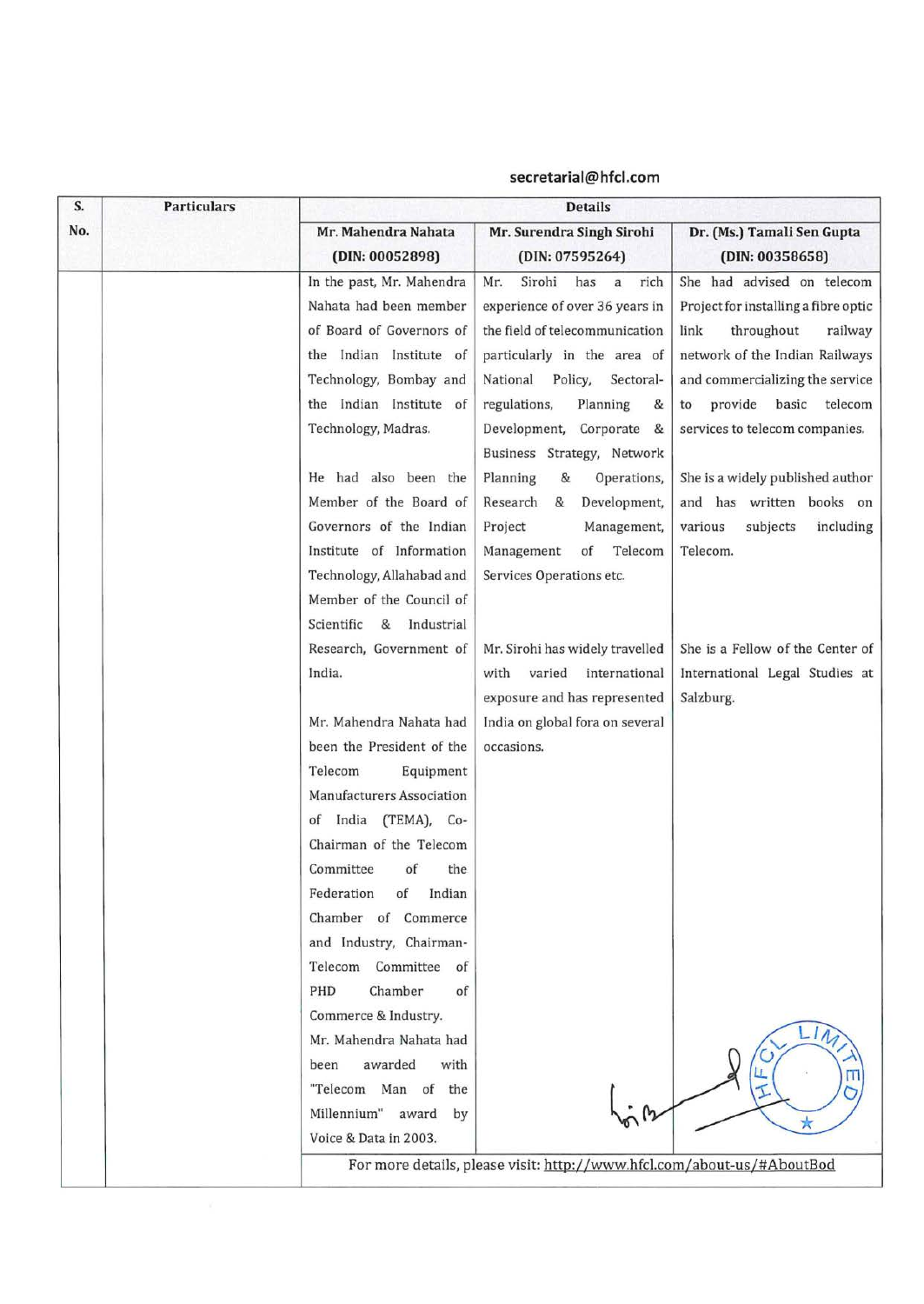secretarial@hfcl.com

| S. No. | Particulars | Details | | |
|---|---|---|---|---|
| | | **Mr. Mahendra Nahata (DIN: 00052898)** | **Mr. Surendra Singh Sirohi (DIN: 07595264)** | **Dr. (Ms.) Tamali Sen Gupta (DIN: 00358658)** |
| | | In the past, Mr. Mahendra Nahata had been member of Board of Governors of the Indian Institute of Technology, Bombay and the Indian Institute of Technology, Madras.<br><br>He had also been the Member of the Board of Governors of the Indian Institute of Information Technology, Allahabad and Member of the Council of Scientific & Industrial Research, Government of India.<br><br>Mr. Mahendra Nahata had been the President of the Telecom Equipment Manufacturers Association of India (TEMA), Co-Chairman of the Telecom Committee of the Federation of Indian Chamber of Commerce and Industry, Chairman-Telecom Committee of PHD Chamber of Commerce & Industry.<br>Mr. Mahendra Nahata had been awarded with "Telecom Man of the Millennium" award by Voice & Data in 2003. | Mr. Sirohi has a rich experience of over 36 years in the field of telecommunication particularly in the area of National Policy, Sectoral-regulations, Planning & Development, Corporate & Business Strategy, Network Planning & Operations, Research & Development, Project Management, Management of Telecom Services Operations etc.<br><br>Mr. Sirohi has widely travelled with varied international exposure and has represented India on global fora on several occasions. | She had advised on telecom Project for installing a fibre optic link throughout railway network of the Indian Railways and commercializing the service to provide basic telecom services to telecom companies.<br><br>She is a widely published author and has written books on various subjects including Telecom.<br><br>She is a Fellow of the Center of International Legal Studies at Salzburg. |
| | | For more details, please visit: http://www.hfcl.com/about-us/#AboutBod | | |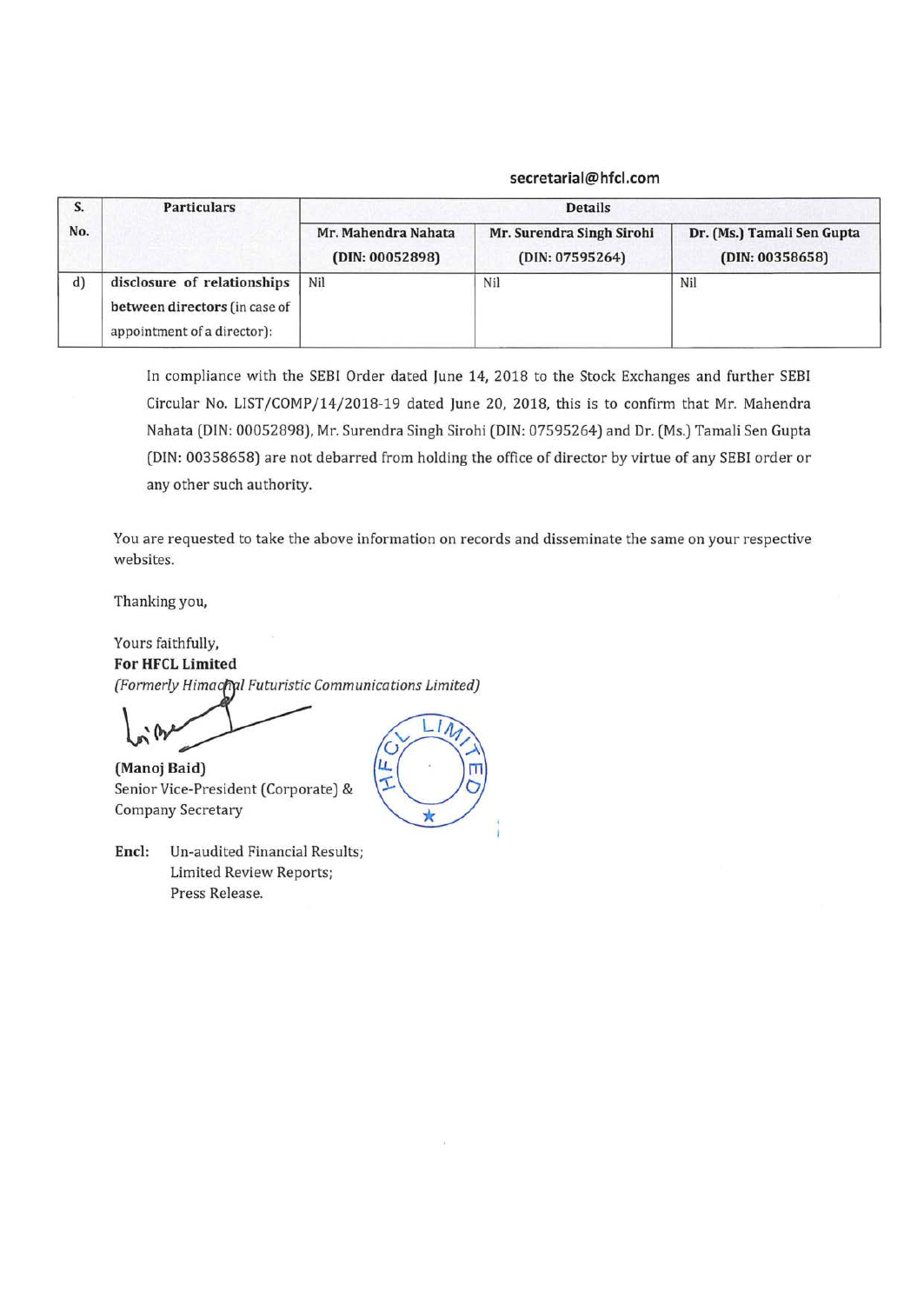secretarial@hfcl.com

| S. No. | Particulars | Details | | |
|---|---|---|---|---|
| | | **Mr. Mahendra Nahata (DIN: 00052898)** | **Mr. Surendra Singh Sirohi (DIN: 07595264)** | **Dr. (Ms.) Tamali Sen Gupta (DIN: 00358658)** |
| d) | **disclosure of relationships between directors** (in case of appointment of a director): | Nil | Nil | Nil |

In compliance with the SEBI Order dated June 14, 2018 to the Stock Exchanges and further SEBI Circular No. LIST/COMP/14/2018-19 dated June 20, 2018, this is to confirm that Mr. Mahendra Nahata (DIN: 00052898), Mr. Surendra Singh Sirohi (DIN: 07595264) and Dr. (Ms.) Tamali Sen Gupta (DIN: 00358658) are not debarred from holding the office of director by virtue of any SEBI order or any other such authority.

You are requested to take the above information on records and disseminate the same on your respective websites.

Thanking you,

Yours faithfully,
**For HFCL Limited**
*(Formerly Himachal Futuristic Communications Limited)*

**(Manoj Baid)**
Senior Vice-President (Corporate) &
Company Secretary

**Encl:** Un-audited Financial Results;
Limited Review Reports;
Press Release.